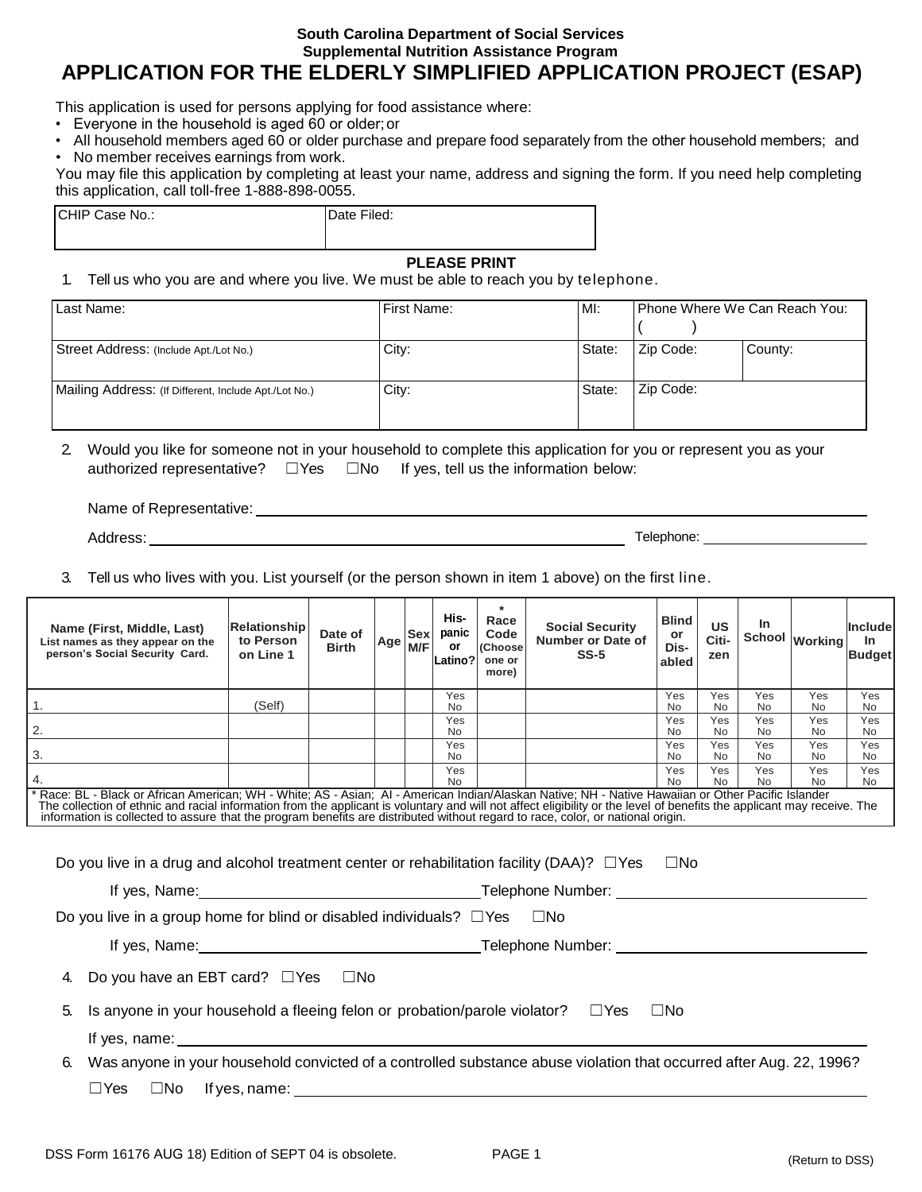**South Carolina Department of Social Services**
**Supplemental Nutrition Assistance Program**

# APPLICATION FOR THE ELDERLY SIMPLIFIED APPLICATION PROJECT (ESAP)

This application is used for persons applying for food assistance where:

- Everyone in the household is aged 60 or older; or
- All household members aged 60 or older purchase and prepare food separately from the other household members; and
- No member receives earnings from work.

You may file this application by completing at least your name, address and signing the form. If you need help completing this application, call toll-free 1-888-898-0055.

| CHIP Case No.: | Date Filed: |
|---|---|
| | |

**PLEASE PRINT**

1. Tell us who you are and where you live. We must be able to reach you by telephone.

| Last Name: | First Name: | MI: | Phone Where We Can Reach You: ( ) | |
|---|---|---|---|---|
| Street Address: (Include Apt./Lot No.) | City: | State: | Zip Code: | County: |
| Mailing Address: (If Different, Include Apt./Lot No.) | City: | State: | Zip Code: | |

2. Would you like for someone not in your household to complete this application for you or represent you as your authorized representative? ☐Yes ☐No If yes, tell us the information below:

   Name of Representative: ______________________________

   Address: ______________________________ Telephone: ______________

3. Tell us who lives with you. List yourself (or the person shown in item 1 above) on the first line.

| Name (First, Middle, Last) List names as they appear on the person's Social Security Card. | Relationship to Person on Line 1 | Date of Birth | Age | Sex M/F | His-panic or Latino? | * Race Code (Choose one or more) | Social Security Number or Date of SS-5 | Blind or Dis-abled | US Citi-zen | In School | Working | Include In Budget |
|---|---|---|---|---|---|---|---|---|---|---|---|---|
| 1. | (Self) | | | | Yes No | | | Yes No | Yes No | Yes No | Yes No | Yes No |
| 2. | | | | | Yes No | | | Yes No | Yes No | Yes No | Yes No | Yes No |
| 3. | | | | | Yes No | | | Yes No | Yes No | Yes No | Yes No | Yes No |
| 4. | | | | | Yes No | | | Yes No | Yes No | Yes No | Yes No | Yes No |

\* Race: BL - Black or African American; WH - White; AS - Asian; AI - American Indian/Alaskan Native; NH - Native Hawaiian or Other Pacific Islander
The collection of ethnic and racial information from the applicant is voluntary and will not affect eligibility or the level of benefits the applicant may receive. The information is collected to assure that the program benefits are distributed without regard to race, color, or national origin.

Do you live in a drug and alcohol treatment center or rehabilitation facility (DAA)? ☐Yes ☐No

If yes, Name: ______________________ Telephone Number: ______________________

Do you live in a group home for blind or disabled individuals? ☐Yes ☐No

If yes, Name: ______________________ Telephone Number: ______________________

4. Do you have an EBT card? ☐Yes ☐No

5. Is anyone in your household a fleeing felon or probation/parole violator? ☐Yes ☐No

   If yes, name: ______________________________

6. Was anyone in your household convicted of a controlled substance abuse violation that occurred after Aug. 22, 1996?

   ☐Yes ☐No If yes, name: ______________________________

DSS Form 16176 AUG 18) Edition of SEPT 04 is obsolete. (Return to DSS)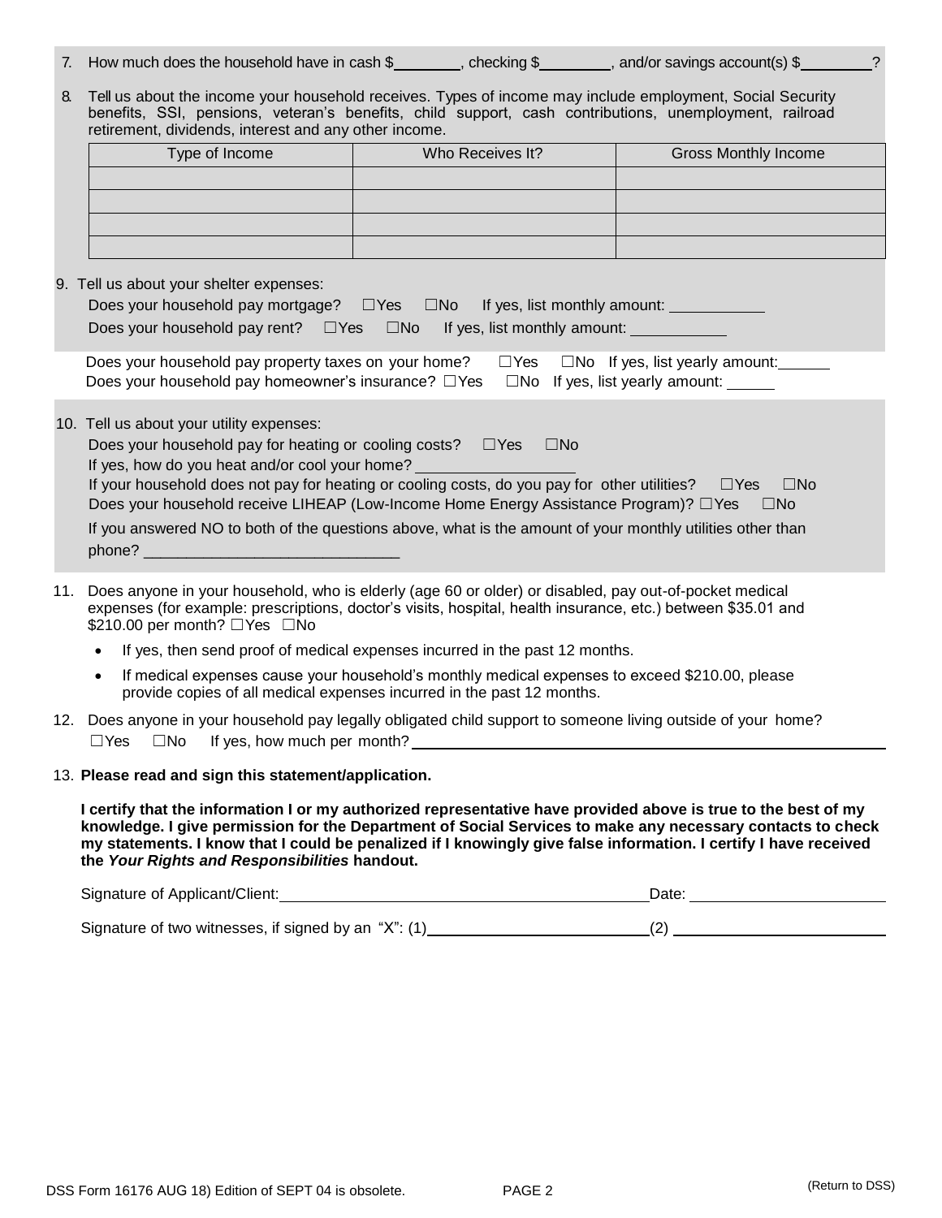7. How much does the household have in cash $________, checking $________, and/or savings account(s) $________?

8. Tell us about the income your household receives. Types of income may include employment, Social Security benefits, SSI, pensions, veteran's benefits, child support, cash contributions, unemployment, railroad retirement, dividends, interest and any other income.

| Type of Income | Who Receives It? | Gross Monthly Income |
|---|---|---|
| | | |
| | | |
| | | |
| | | |

9. Tell us about your shelter expenses:

   Does your household pay mortgage? ☐Yes ☐No If yes, list monthly amount: ___________

   Does your household pay rent? ☐Yes ☐No If yes, list monthly amount: ___________

   Does your household pay property taxes on your home? ☐Yes ☐No If yes, list yearly amount: ______

   Does your household pay homeowner's insurance? ☐Yes ☐No If yes, list yearly amount: ______

10. Tell us about your utility expenses:

    Does your household pay for heating or cooling costs? ☐Yes ☐No

    If yes, how do you heat and/or cool your home? __________________

    If your household does not pay for heating or cooling costs, do you pay for other utilities? ☐Yes ☐No

    Does your household receive LIHEAP (Low-Income Home Energy Assistance Program)? ☐Yes ☐No

    If you answered NO to both of the questions above, what is the amount of your monthly utilities other than phone? _____________________________

11. Does anyone in your household, who is elderly (age 60 or older) or disabled, pay out-of-pocket medical expenses (for example: prescriptions, doctor's visits, hospital, health insurance, etc.) between $35.01 and $210.00 per month? ☐Yes ☐No

    - If yes, then send proof of medical expenses incurred in the past 12 months.
    - If medical expenses cause your household's monthly medical expenses to exceed $210.00, please provide copies of all medical expenses incurred in the past 12 months.

12. Does anyone in your household pay legally obligated child support to someone living outside of your home?

    ☐Yes ☐No If yes, how much per month? ____________________

13. **Please read and sign this statement/application.**

    **I certify that the information I or my authorized representative have provided above is true to the best of my knowledge. I give permission for the Department of Social Services to make any necessary contacts to check my statements. I know that I could be penalized if I knowingly give false information. I certify I have received the *Your Rights and Responsibilities* handout.**

    Signature of Applicant/Client: ____________________________________ Date: ____________________

    Signature of two witnesses, if signed by an "X": (1) ______________________ (2) ______________________

DSS Form 16176 AUG 18) Edition of SEPT 04 is obsolete. (Return to DSS)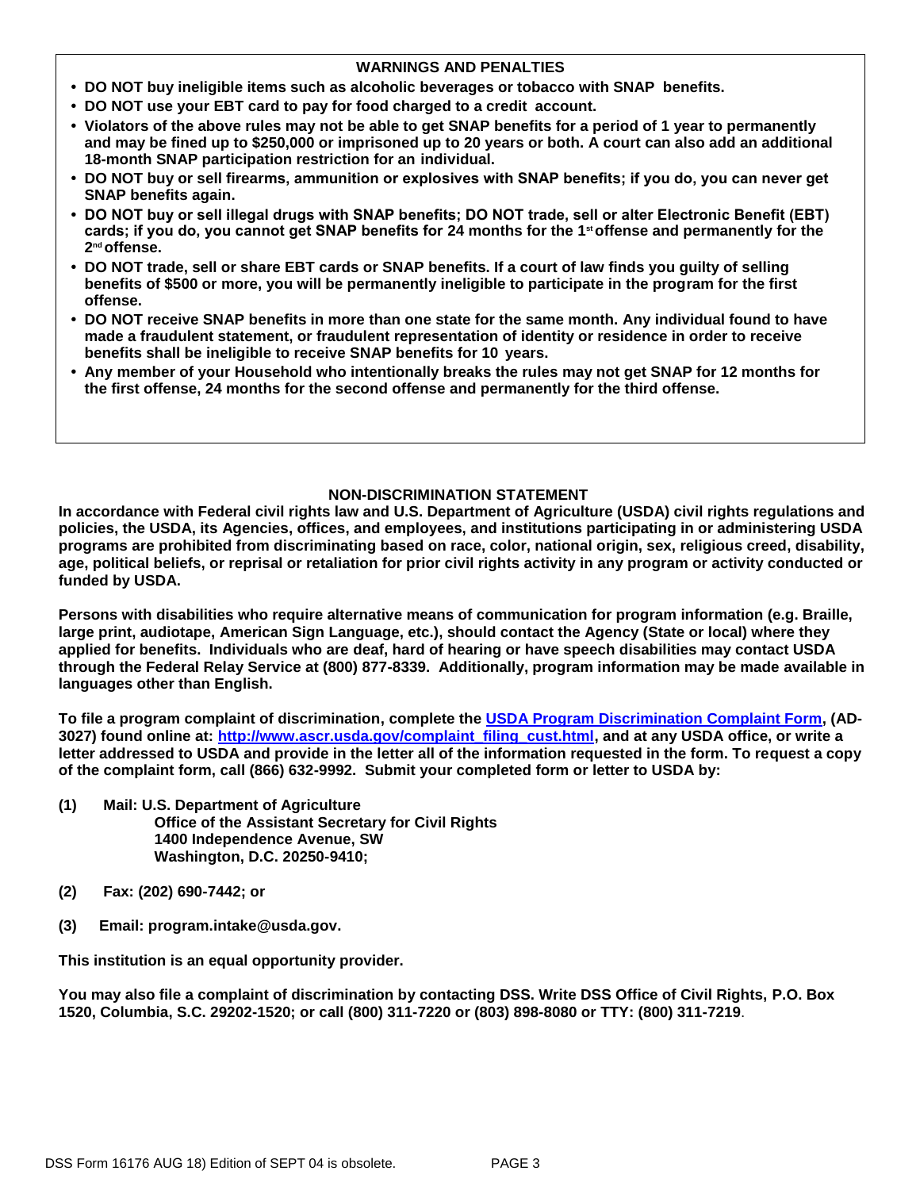## WARNINGS AND PENALTIES

- **DO NOT buy ineligible items such as alcoholic beverages or tobacco with SNAP benefits.**
- **DO NOT use your EBT card to pay for food charged to a credit account.**
- **Violators of the above rules may not be able to get SNAP benefits for a period of 1 year to permanently and may be fined up to $250,000 or imprisoned up to 20 years or both. A court can also add an additional 18-month SNAP participation restriction for an individual.**
- **DO NOT buy or sell firearms, ammunition or explosives with SNAP benefits; if you do, you can never get SNAP benefits again.**
- **DO NOT buy or sell illegal drugs with SNAP benefits; DO NOT trade, sell or alter Electronic Benefit (EBT) cards; if you do, you cannot get SNAP benefits for 24 months for the 1st offense and permanently for the 2nd offense.**
- **DO NOT trade, sell or share EBT cards or SNAP benefits. If a court of law finds you guilty of selling benefits of $500 or more, you will be permanently ineligible to participate in the program for the first offense.**
- **DO NOT receive SNAP benefits in more than one state for the same month. Any individual found to have made a fraudulent statement, or fraudulent representation of identity or residence in order to receive benefits shall be ineligible to receive SNAP benefits for 10 years.**
- **Any member of your Household who intentionally breaks the rules may not get SNAP for 12 months for the first offense, 24 months for the second offense and permanently for the third offense.**

## NON-DISCRIMINATION STATEMENT

**In accordance with Federal civil rights law and U.S. Department of Agriculture (USDA) civil rights regulations and policies, the USDA, its Agencies, offices, and employees, and institutions participating in or administering USDA programs are prohibited from discriminating based on race, color, national origin, sex, religious creed, disability, age, political beliefs, or reprisal or retaliation for prior civil rights activity in any program or activity conducted or funded by USDA.**

**Persons with disabilities who require alternative means of communication for program information (e.g. Braille, large print, audiotape, American Sign Language, etc.), should contact the Agency (State or local) where they applied for benefits. Individuals who are deaf, hard of hearing or have speech disabilities may contact USDA through the Federal Relay Service at (800) 877-8339. Additionally, program information may be made available in languages other than English.**

**To file a program complaint of discrimination, complete the [USDA Program Discrimination Complaint Form](http://www.ascr.usda.gov/complaint_filing_cust.html), (AD-3027) found online at: [http://www.ascr.usda.gov/complaint_filing_cust.html](http://www.ascr.usda.gov/complaint_filing_cust.html), and at any USDA office, or write a letter addressed to USDA and provide in the letter all of the information requested in the form. To request a copy of the complaint form, call (866) 632-9992. Submit your completed form or letter to USDA by:**

**(1) Mail: U.S. Department of Agriculture**
**Office of the Assistant Secretary for Civil Rights**
**1400 Independence Avenue, SW**
**Washington, D.C. 20250-9410;**

**(2) Fax: (202) 690-7442; or**

**(3) Email: program.intake@usda.gov.**

**This institution is an equal opportunity provider.**

**You may also file a complaint of discrimination by contacting DSS. Write DSS Office of Civil Rights, P.O. Box 1520, Columbia, S.C. 29202-1520; or call (800) 311-7220 or (803) 898-8080 or TTY: (800) 311-7219.**

DSS Form 16176 AUG 18) Edition of SEPT 04 is obsolete.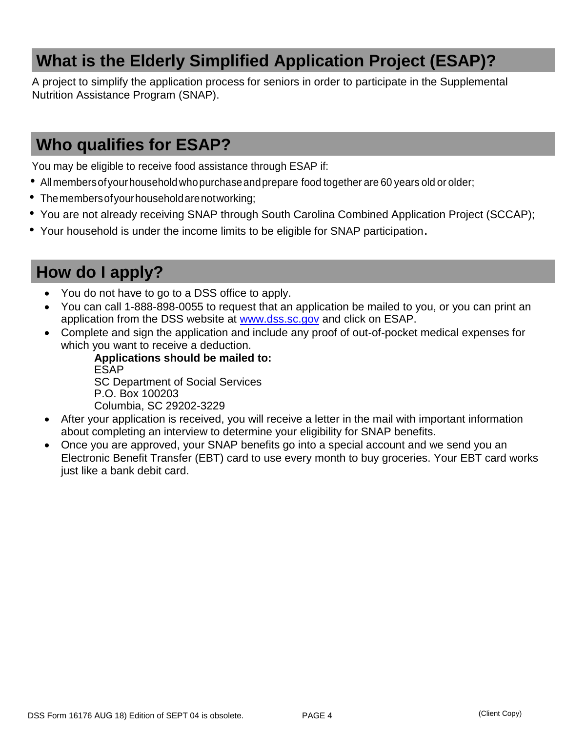## What is the Elderly Simplified Application Project (ESAP)?

A project to simplify the application process for seniors in order to participate in the Supplemental Nutrition Assistance Program (SNAP).

## Who qualifies for ESAP?

You may be eligible to receive food assistance through ESAP if:

- All members of your household who purchase and prepare food together are 60 years old or older;
- The members of your household are not working;
- You are not already receiving SNAP through South Carolina Combined Application Project (SCCAP);
- Your household is under the income limits to be eligible for SNAP participation.

## How do I apply?

- You do not have to go to a DSS office to apply.
- You can call 1-888-898-0055 to request that an application be mailed to you, or you can print an application from the DSS website at www.dss.sc.gov and click on ESAP.
- Complete and sign the application and include any proof of out-of-pocket medical expenses for which you want to receive a deduction.

  **Applications should be mailed to:**
  ESAP
  SC Department of Social Services
  P.O. Box 100203
  Columbia, SC 29202-3229

- After your application is received, you will receive a letter in the mail with important information about completing an interview to determine your eligibility for SNAP benefits.
- Once you are approved, your SNAP benefits go into a special account and we send you an Electronic Benefit Transfer (EBT) card to use every month to buy groceries. Your EBT card works just like a bank debit card.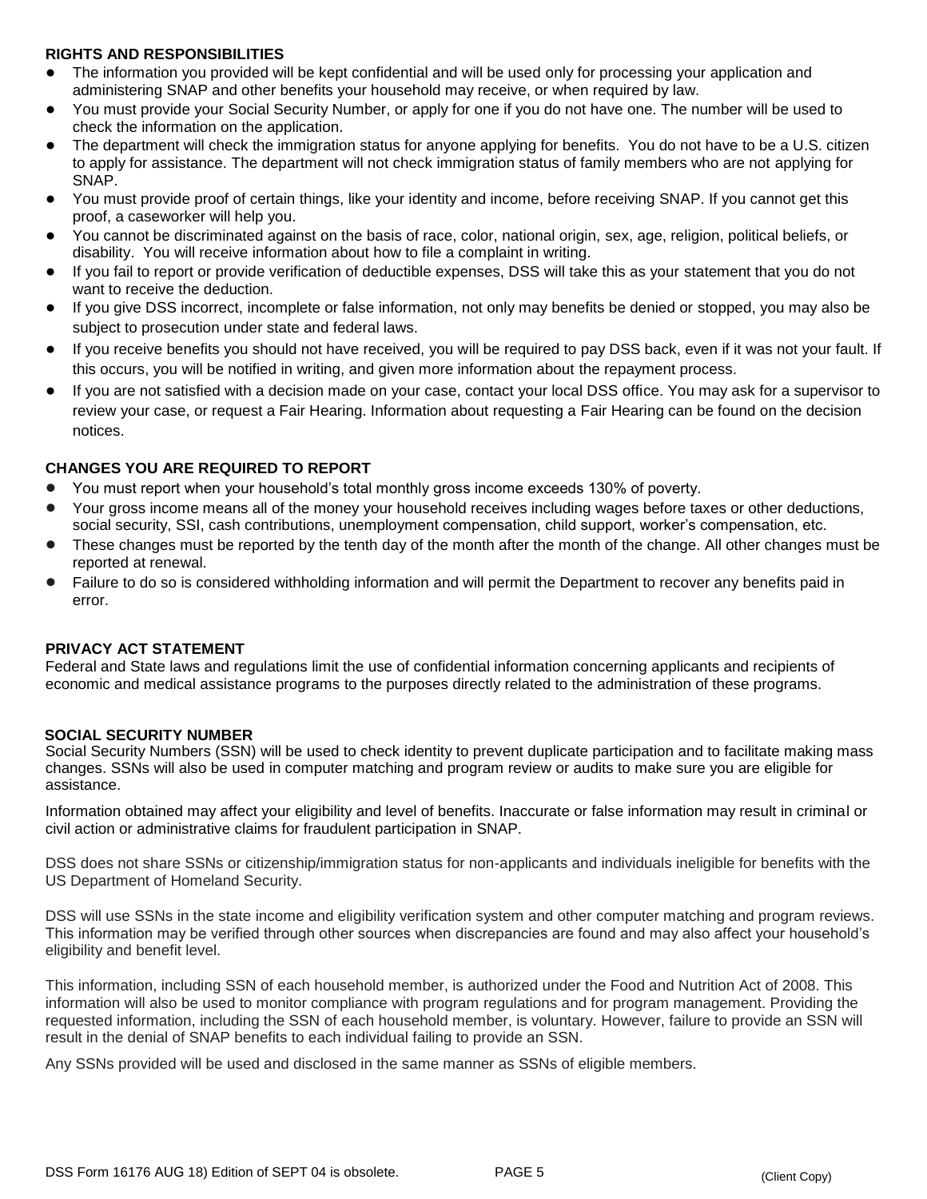## RIGHTS AND RESPONSIBILITIES

- The information you provided will be kept confidential and will be used only for processing your application and administering SNAP and other benefits your household may receive, or when required by law.
- You must provide your Social Security Number, or apply for one if you do not have one. The number will be used to check the information on the application.
- The department will check the immigration status for anyone applying for benefits. You do not have to be a U.S. citizen to apply for assistance. The department will not check immigration status of family members who are not applying for SNAP.
- You must provide proof of certain things, like your identity and income, before receiving SNAP. If you cannot get this proof, a caseworker will help you.
- You cannot be discriminated against on the basis of race, color, national origin, sex, age, religion, political beliefs, or disability. You will receive information about how to file a complaint in writing.
- If you fail to report or provide verification of deductible expenses, DSS will take this as your statement that you do not want to receive the deduction.
- If you give DSS incorrect, incomplete or false information, not only may benefits be denied or stopped, you may also be subject to prosecution under state and federal laws.
- If you receive benefits you should not have received, you will be required to pay DSS back, even if it was not your fault. If this occurs, you will be notified in writing, and given more information about the repayment process.
- If you are not satisfied with a decision made on your case, contact your local DSS office. You may ask for a supervisor to review your case, or request a Fair Hearing. Information about requesting a Fair Hearing can be found on the decision notices.

## CHANGES YOU ARE REQUIRED TO REPORT

- You must report when your household's total monthly gross income exceeds 130% of poverty.
- Your gross income means all of the money your household receives including wages before taxes or other deductions, social security, SSI, cash contributions, unemployment compensation, child support, worker's compensation, etc.
- These changes must be reported by the tenth day of the month after the month of the change. All other changes must be reported at renewal.
- Failure to do so is considered withholding information and will permit the Department to recover any benefits paid in error.

## PRIVACY ACT STATEMENT

Federal and State laws and regulations limit the use of confidential information concerning applicants and recipients of economic and medical assistance programs to the purposes directly related to the administration of these programs.

## SOCIAL SECURITY NUMBER

Social Security Numbers (SSN) will be used to check identity to prevent duplicate participation and to facilitate making mass changes. SSNs will also be used in computer matching and program review or audits to make sure you are eligible for assistance.

Information obtained may affect your eligibility and level of benefits. Inaccurate or false information may result in criminal or civil action or administrative claims for fraudulent participation in SNAP.

DSS does not share SSNs or citizenship/immigration status for non-applicants and individuals ineligible for benefits with the US Department of Homeland Security.

DSS will use SSNs in the state income and eligibility verification system and other computer matching and program reviews. This information may be verified through other sources when discrepancies are found and may also affect your household's eligibility and benefit level.

This information, including SSN of each household member, is authorized under the Food and Nutrition Act of 2008. This information will also be used to monitor compliance with program regulations and for program management. Providing the requested information, including the SSN of each household member, is voluntary. However, failure to provide an SSN will result in the denial of SNAP benefits to each individual failing to provide an SSN.

Any SSNs provided will be used and disclosed in the same manner as SSNs of eligible members.

DSS Form 16176 AUG 18) Edition of SEPT 04 is obsolete. (Client Copy)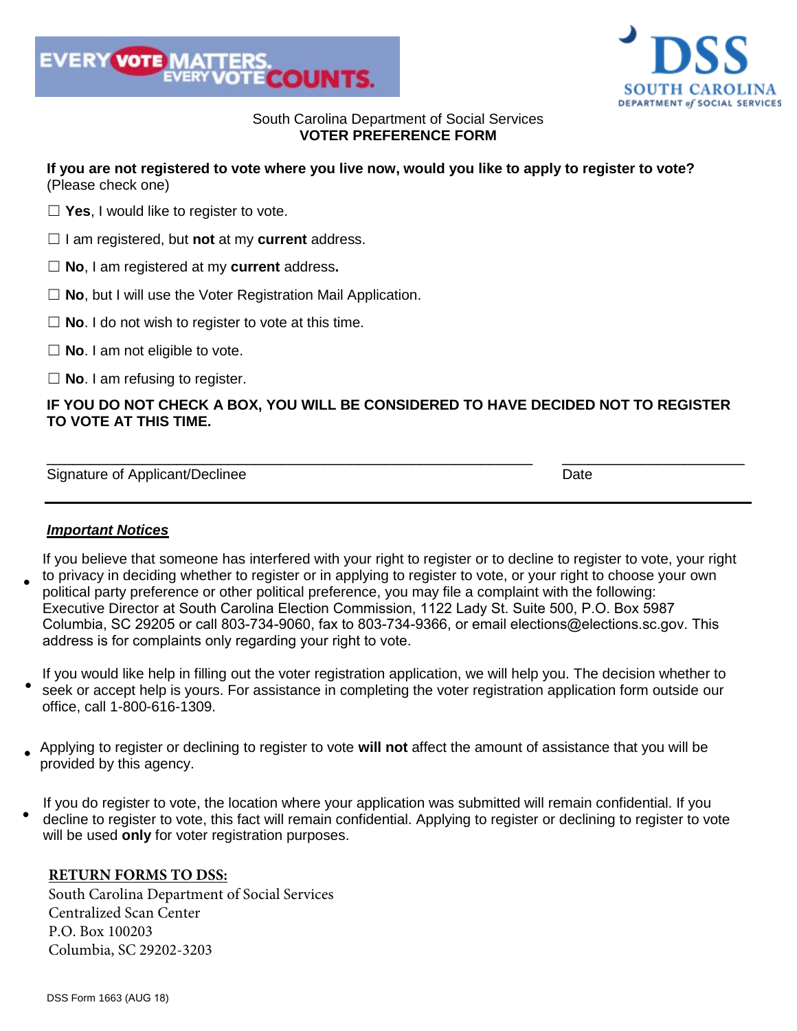EVERY VOTE MATTERS. EVERY VOTE COUNTS.

DSS SOUTH CAROLINA DEPARTMENT of SOCIAL SERVICES

South Carolina Department of Social Services
**VOTER PREFERENCE FORM**

**If you are not registered to vote where you live now, would you like to apply to register to vote?** (Please check one)

☐ **Yes**, I would like to register to vote.

☐ I am registered, but **not** at my **current** address.

☐ **No**, I am registered at my **current** address**.**

☐ **No**, but I will use the Voter Registration Mail Application.

☐ **No**. I do not wish to register to vote at this time.

☐ **No**. I am not eligible to vote.

☐ **No**. I am refusing to register.

**IF YOU DO NOT CHECK A BOX, YOU WILL BE CONSIDERED TO HAVE DECIDED NOT TO REGISTER TO VOTE AT THIS TIME.**

\_\_\_\_\_\_\_\_\_\_\_\_\_\_\_\_\_\_\_\_\_\_\_\_\_\_\_\_\_\_\_\_\_\_\_\_\_\_\_\_\_\_\_\_\_\_\_\_\_\_\_\_ \_\_\_\_\_\_\_\_\_\_\_\_\_\_\_\_\_\_\_\_\_\_

Signature of Applicant/Declinee Date

---

***Important Notices***

- If you believe that someone has interfered with your right to register or to decline to register to vote, your right to privacy in deciding whether to register or in applying to register to vote, or your right to choose your own political party preference or other political preference, you may file a complaint with the following: Executive Director at South Carolina Election Commission, 1122 Lady St. Suite 500, P.O. Box 5987 Columbia, SC 29205 or call 803-734-9060, fax to 803-734-9366, or email elections@elections.sc.gov. This address is for complaints only regarding your right to vote.

- If you would like help in filling out the voter registration application, we will help you. The decision whether to seek or accept help is yours. For assistance in completing the voter registration application form outside our office, call 1-800-616-1309.

- Applying to register or declining to register to vote **will not** affect the amount of assistance that you will be provided by this agency.

- If you do register to vote, the location where your application was submitted will remain confidential. If you decline to register to vote, this fact will remain confidential. Applying to register or declining to register to vote will be used **only** for voter registration purposes.

**RETURN FORMS TO DSS:**
South Carolina Department of Social Services
Centralized Scan Center
P.O. Box 100203
Columbia, SC 29202-3203

DSS Form 1663 (AUG 18)